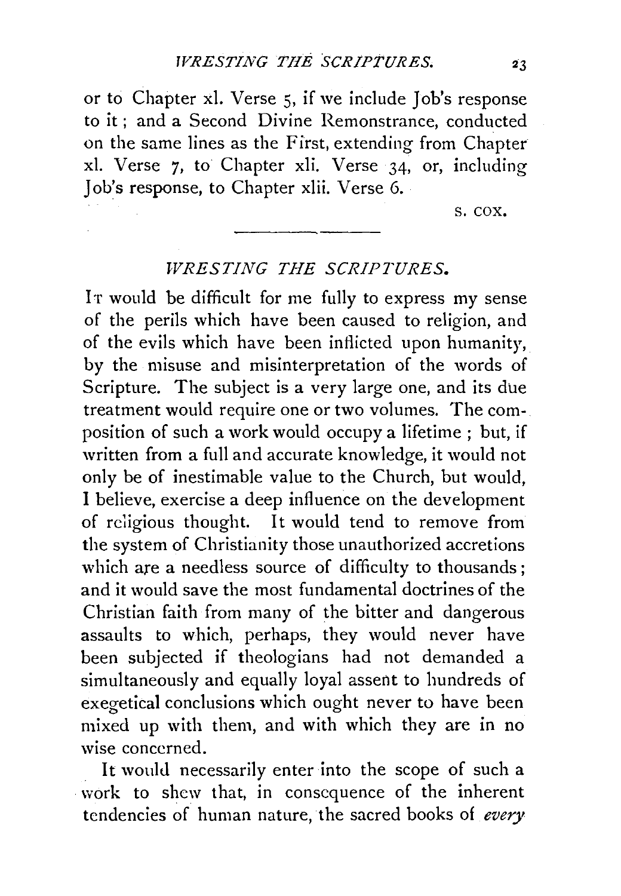or to Chapter xl. Verse 5, if we include Job's response to it; and a Second Divine Remonstrance, conducted on the same lines as the First, extending from Chapter xl. Verse 7, to Chapter xli. Verse 34, or, including Job's response, to Chapter xlii. Verse 6.

S. COX.

---

## *WRESTING THE SCRIPTURES.*

IT would be difficult for me fully to express my sense of the perils which have been caused to religion, and of the evils which have been inflicted upon humanity, by the misuse and misinterpretation of the words of Scripture. The subject is a very large one, and its due treatment would require one or two volumes. The composition of such a work would occupy a lifetime; but, if written from a full and accurate knowledge, it would not only be of inestimable value to the Church, but would, I believe, exercise a deep influence on the development of religious thought. It would tend to remove from the system of Christianity those unauthorized accretions which are a needless source of difficulty to thousands; and it would save the most fundamental doctrines of the Christian faith from many of the bitter and dangerous assaults to which, perhaps, they would never have been subjected if theologians had not demanded a simultaneously and equally loyal assent to hundreds of exegetical conclusions which ought never to have been mixed up with them, and with which they are in no wise concerned.

It would necessarily enter into the scope of such a work to shew that, in consequence of the inherent tendencies of human nature, the sacred books of *every*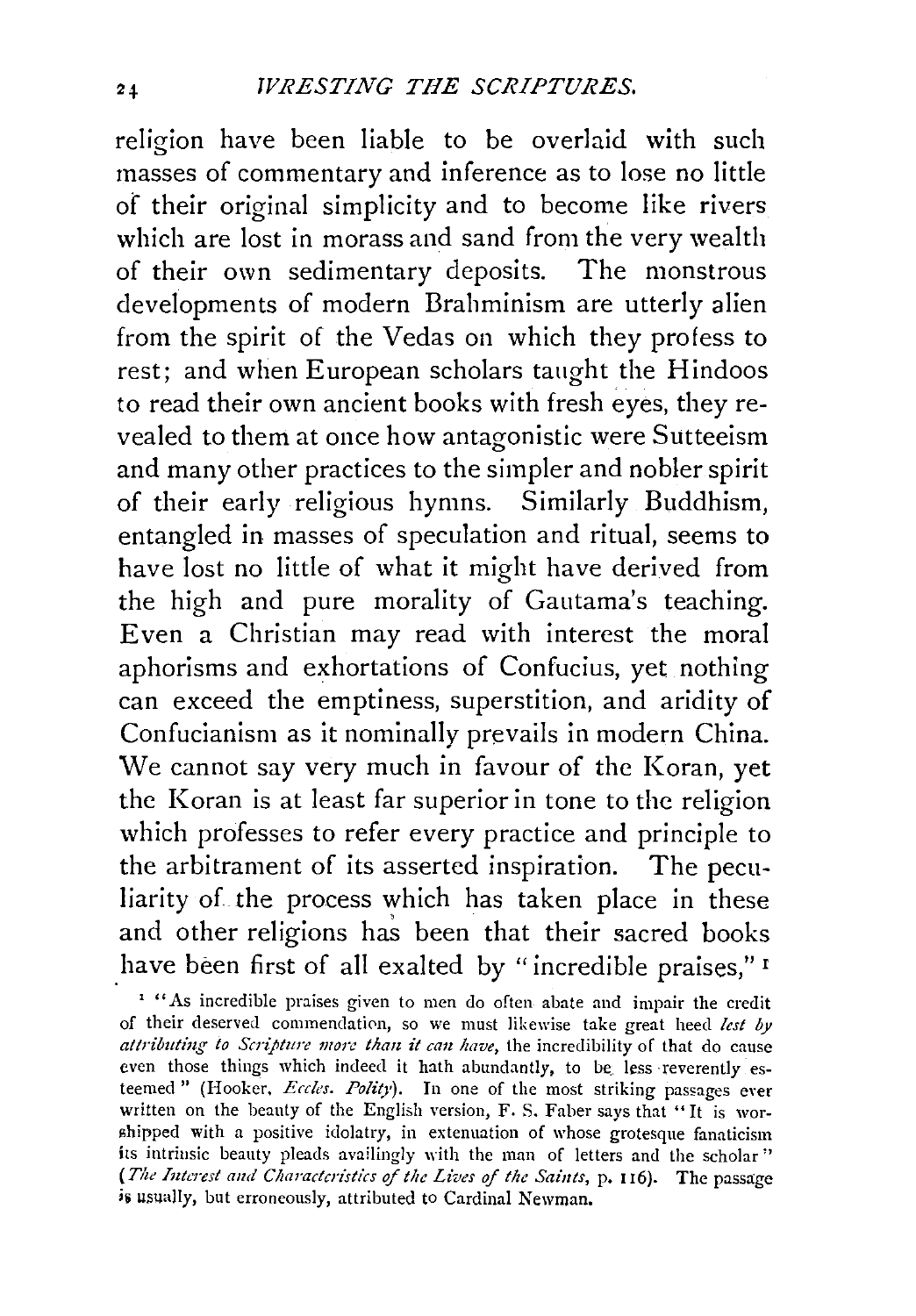religion have been liable to be overlaid with such masses of commentary and inference as to lose no little of their original simplicity and to become like rivers which are lost in morass and sand from the very wealth of their own sedimentary deposits. The monstrous developments of modern Brahminism are utterly alien from the spirit of the Vedas on which they profess to rest; and when European scholars taught the Hindoos to read their own ancient books with fresh eyes, they revealed to them at once how antagonistic were Sutteeism and many other practices to the simpler and nobler spirit of their early religious hymns. Similarly Buddhism, entangled in masses of speculation and ritual, seems to have lost no little of what it might have derived from the high and pure morality of Gautama's teaching. Even a Christian may read with interest the moral aphorisms and exhortations of Confucius, yet nothing can exceed the emptiness, superstition, and aridity of Confucianism as it nominally prevails in modern China. We cannot say very much in favour of the Koran, yet the Koran is at least far superior in tone to the religion which professes to refer every practice and principle to the arbitrament of its asserted inspiration. The peculiarity of the process which has taken place in these and other religions has been that their sacred books have been first of all exalted by "incredible praises,"[1]

[1] "As incredible praises given to men do often abate and impair the credit of their deserved commendation, so we must likewise take great heed *lest by attributing to Scripture more than it can have*, the incredibility of that do cause even those things which indeed it hath abundantly, to be less reverently esteemed" (Hooker, *Eccles. Polity*). In one of the most striking passages ever written on the beauty of the English version, F. S. Faber says that "It is worshipped with a positive idolatry, in extenuation of whose grotesque fanaticism its intrinsic beauty pleads availingly with the man of letters and the scholar" (*The Interest and Characteristics of the Lives of the Saints*, p. 116). The passage is usually, but erroneously, attributed to Cardinal Newman.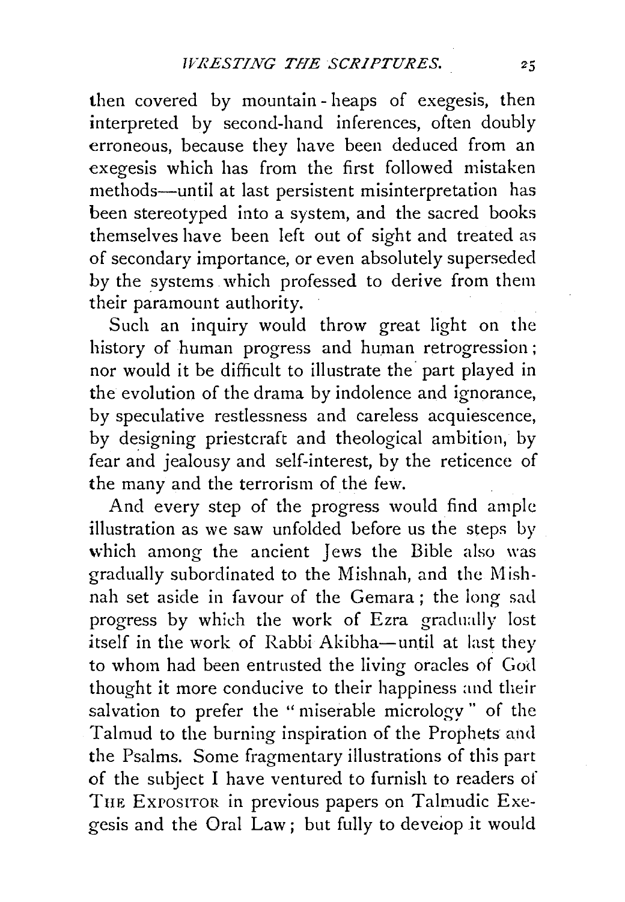then covered by mountain-heaps of exegesis, then interpreted by second-hand inferences, often doubly erroneous, because they have been deduced from an exegesis which has from the first followed mistaken methods—until at last persistent misinterpretation has been stereotyped into a system, and the sacred books themselves have been left out of sight and treated as of secondary importance, or even absolutely superseded by the systems which professed to derive from them their paramount authority.

Such an inquiry would throw great light on the history of human progress and human retrogression; nor would it be difficult to illustrate the part played in the evolution of the drama by indolence and ignorance, by speculative restlessness and careless acquiescence, by designing priestcraft and theological ambition, by fear and jealousy and self-interest, by the reticence of the many and the terrorism of the few.

And every step of the progress would find ample illustration as we saw unfolded before us the steps by which among the ancient Jews the Bible also was gradually subordinated to the Mishnah, and the Mishnah set aside in favour of the Gemara; the long sad progress by which the work of Ezra gradually lost itself in the work of Rabbi Akibha—until at last they to whom had been entrusted the living oracles of God thought it more conducive to their happiness and their salvation to prefer the "miserable micrology" of the Talmud to the burning inspiration of the Prophets and the Psalms. Some fragmentary illustrations of this part of the subject I have ventured to furnish to readers of THE EXPOSITOR in previous papers on Talmudic Exegesis and the Oral Law; but fully to develop it would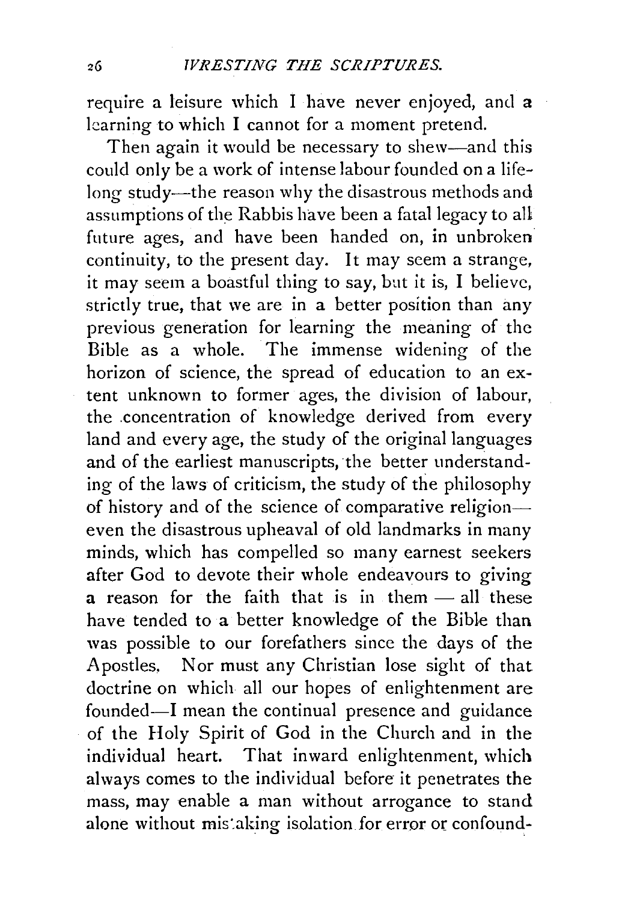require a leisure which I have never enjoyed, and a learning to which I cannot for a moment pretend.

Then again it would be necessary to shew—and this could only be a work of intense labour founded on a life-long study—the reason why the disastrous methods and assumptions of the Rabbis have been a fatal legacy to all future ages, and have been handed on, in unbroken continuity, to the present day. It may seem a strange, it may seem a boastful thing to say, but it is, I believe, strictly true, that we are in a better position than any previous generation for learning the meaning of the Bible as a whole. The immense widening of the horizon of science, the spread of education to an extent unknown to former ages, the division of labour, the concentration of knowledge derived from every land and every age, the study of the original languages and of the earliest manuscripts, the better understanding of the laws of criticism, the study of the philosophy of history and of the science of comparative religion—even the disastrous upheaval of old landmarks in many minds, which has compelled so many earnest seekers after God to devote their whole endeavours to giving a reason for the faith that is in them — all these have tended to a better knowledge of the Bible than was possible to our forefathers since the days of the Apostles. Nor must any Christian lose sight of that doctrine on which all our hopes of enlightenment are founded—I mean the continual presence and guidance of the Holy Spirit of God in the Church and in the individual heart. That inward enlightenment, which always comes to the individual before it penetrates the mass, may enable a man without arrogance to stand alone without mistaking isolation for error or confound-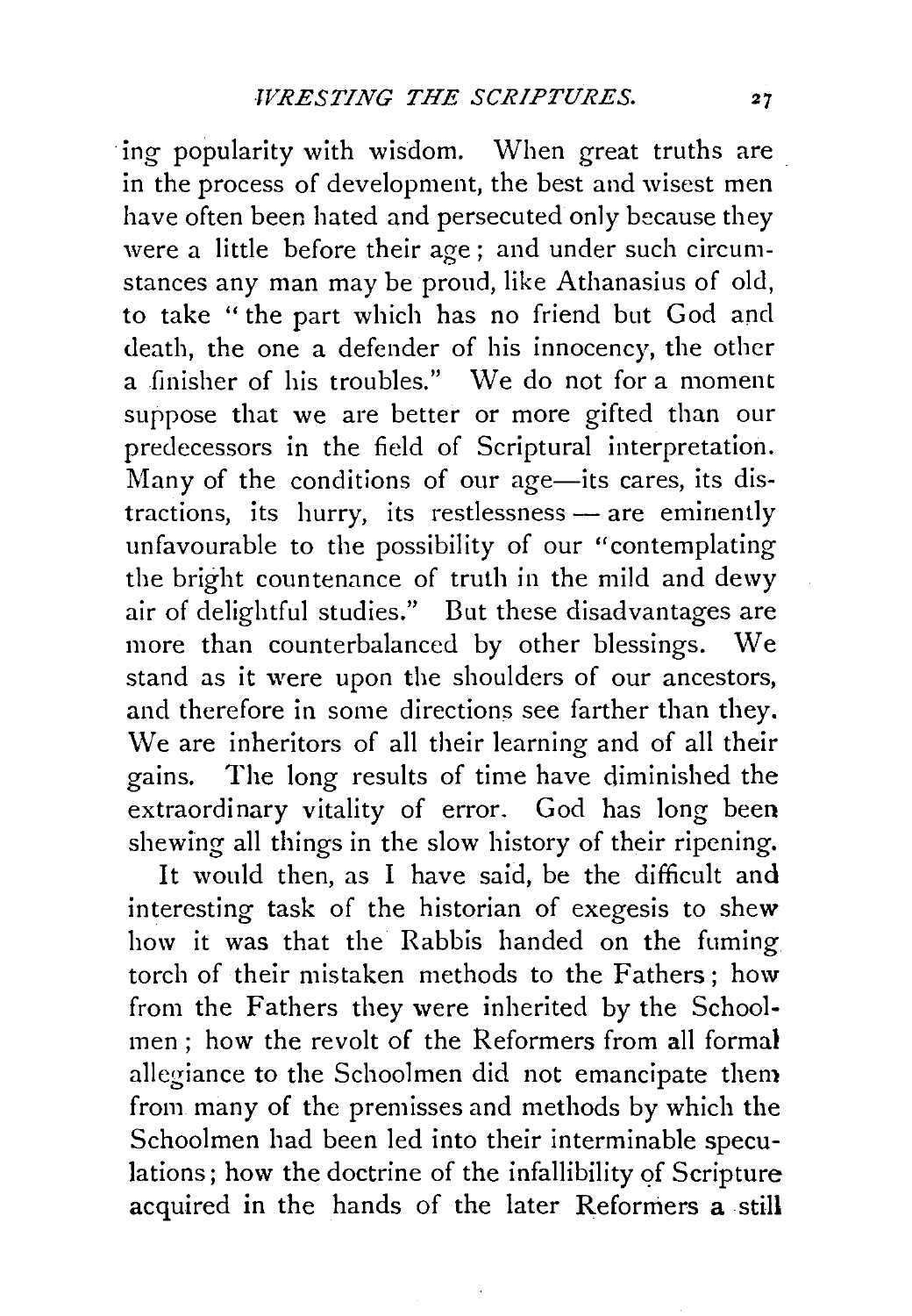ing popularity with wisdom. When great truths are in the process of development, the best and wisest men have often been hated and persecuted only because they were a little before their age; and under such circumstances any man may be proud, like Athanasius of old, to take "the part which has no friend but God and death, the one a defender of his innocency, the other a finisher of his troubles." We do not for a moment suppose that we are better or more gifted than our predecessors in the field of Scriptural interpretation. Many of the conditions of our age—its cares, its distractions, its hurry, its restlessness — are eminently unfavourable to the possibility of our "contemplating the bright countenance of truth in the mild and dewy air of delightful studies." But these disadvantages are more than counterbalanced by other blessings. We stand as it were upon the shoulders of our ancestors, and therefore in some directions see farther than they. We are inheritors of all their learning and of all their gains. The long results of time have diminished the extraordinary vitality of error. God has long been shewing all things in the slow history of their ripening.

It would then, as I have said, be the difficult and interesting task of the historian of exegesis to shew how it was that the Rabbis handed on the fuming torch of their mistaken methods to the Fathers; how from the Fathers they were inherited by the Schoolmen; how the revolt of the Reformers from all formal allegiance to the Schoolmen did not emancipate them from many of the premisses and methods by which the Schoolmen had been led into their interminable speculations; how the doctrine of the infallibility of Scripture acquired in the hands of the later Reformers a still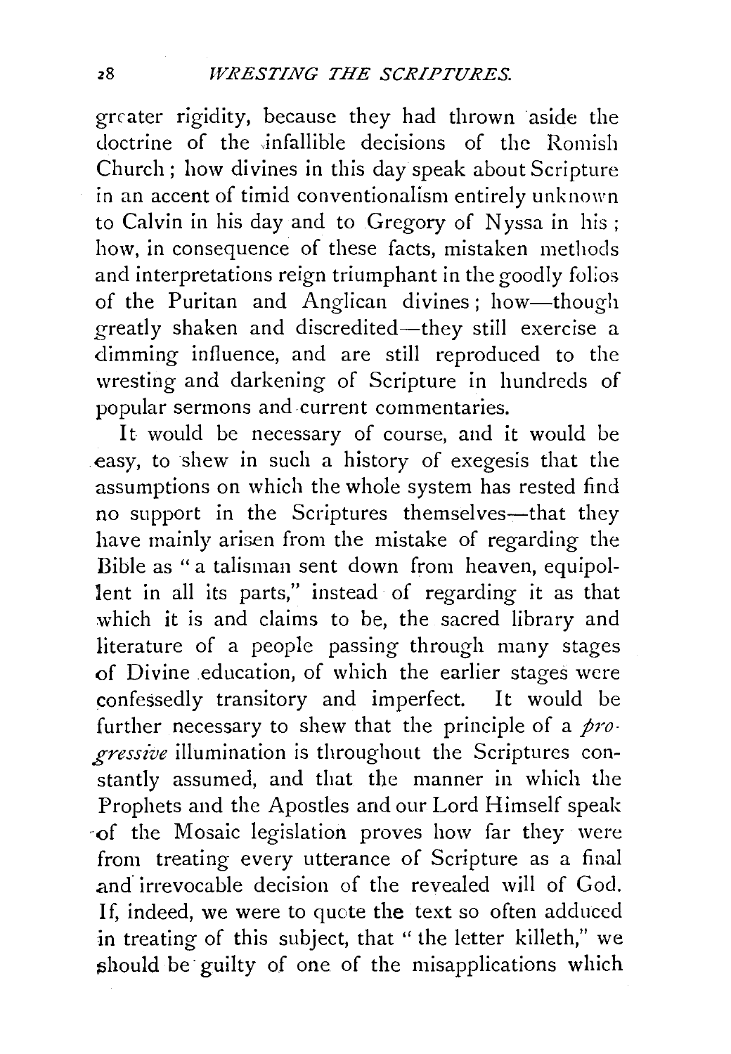greater rigidity, because they had thrown aside the doctrine of the infallible decisions of the Romish Church; how divines in this day speak about Scripture in an accent of timid conventionalism entirely unknown to Calvin in his day and to Gregory of Nyssa in his; how, in consequence of these facts, mistaken methods and interpretations reign triumphant in the goodly folios of the Puritan and Anglican divines; how—though greatly shaken and discredited—they still exercise a dimming influence, and are still reproduced to the wresting and darkening of Scripture in hundreds of popular sermons and current commentaries.

It would be necessary of course, and it would be easy, to shew in such a history of exegesis that the assumptions on which the whole system has rested find no support in the Scriptures themselves—that they have mainly arisen from the mistake of regarding the Bible as "a talisman sent down from heaven, equipollent in all its parts," instead of regarding it as that which it is and claims to be, the sacred library and literature of a people passing through many stages of Divine education, of which the earlier stages were confessedly transitory and imperfect. It would be further necessary to shew that the principle of a *progressive* illumination is throughout the Scriptures constantly assumed, and that the manner in which the Prophets and the Apostles and our Lord Himself speak of the Mosaic legislation proves how far they were from treating every utterance of Scripture as a final and irrevocable decision of the revealed will of God. If, indeed, we were to quote the text so often adduced in treating of this subject, that "the letter killeth," we should be guilty of one of the misapplications which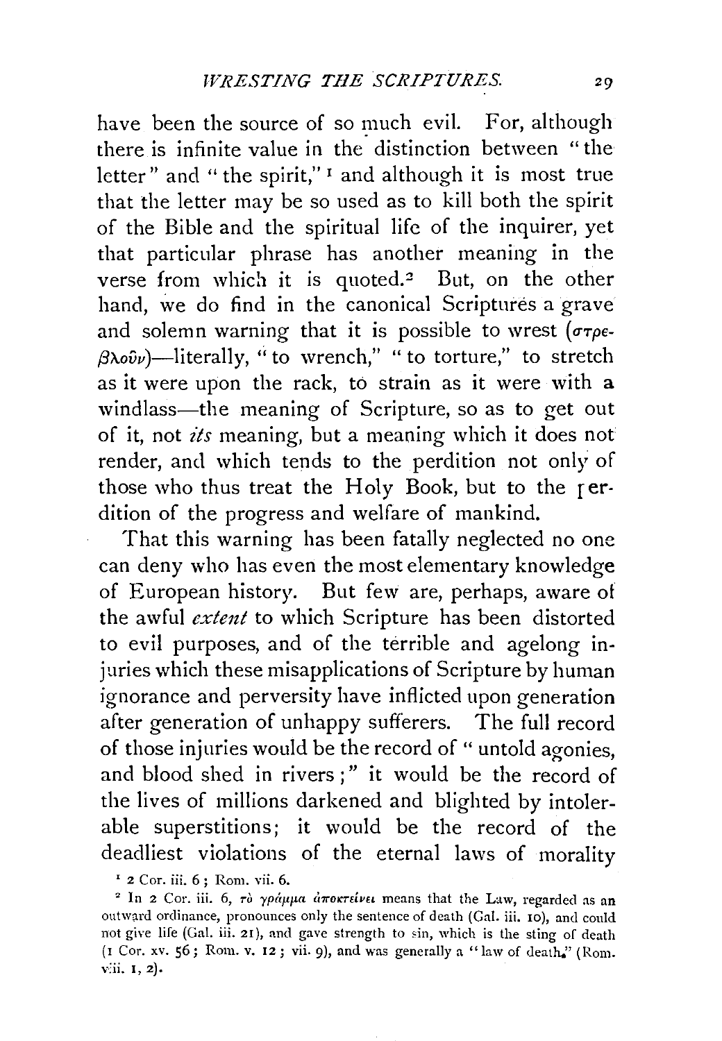have been the source of so much evil. For, although there is infinite value in the distinction between "the letter" and "the spirit,"[1] and although it is most true that the letter may be so used as to kill both the spirit of the Bible and the spiritual life of the inquirer, yet that particular phrase has another meaning in the verse from which it is quoted.[2] But, on the other hand, we do find in the canonical Scriptures a grave and solemn warning that it is possible to wrest (στρεβλοῦν)—literally, "to wrench," "to torture," to stretch as it were upon the rack, to strain as it were with a windlass—the meaning of Scripture, so as to get out of it, not *its* meaning, but a meaning which it does not render, and which tends to the perdition not only of those who thus treat the Holy Book, but to the perdition of the progress and welfare of mankind.

That this warning has been fatally neglected no one can deny who has even the most elementary knowledge of European history. But few are, perhaps, aware of the awful *extent* to which Scripture has been distorted to evil purposes, and of the terrible and agelong injuries which these misapplications of Scripture by human ignorance and perversity have inflicted upon generation after generation of unhappy sufferers. The full record of those injuries would be the record of "untold agonies, and blood shed in rivers;" it would be the record of the lives of millions darkened and blighted by intolerable superstitions; it would be the record of the deadliest violations of the eternal laws of morality

[1] 2 Cor. iii. 6; Rom. vii. 6.

[2] In 2 Cor. iii. 6, τὸ γράμμα ἀποκτείνει means that the Law, regarded as an outward ordinance, pronounces only the sentence of death (Gal. iii. 10), and could not give life (Gal. iii. 21), and gave strength to sin, which is the sting of death (1 Cor. xv. 56; Rom. v. 12; vii. 9), and was generally a "law of death." (Rom. viii. 1, 2).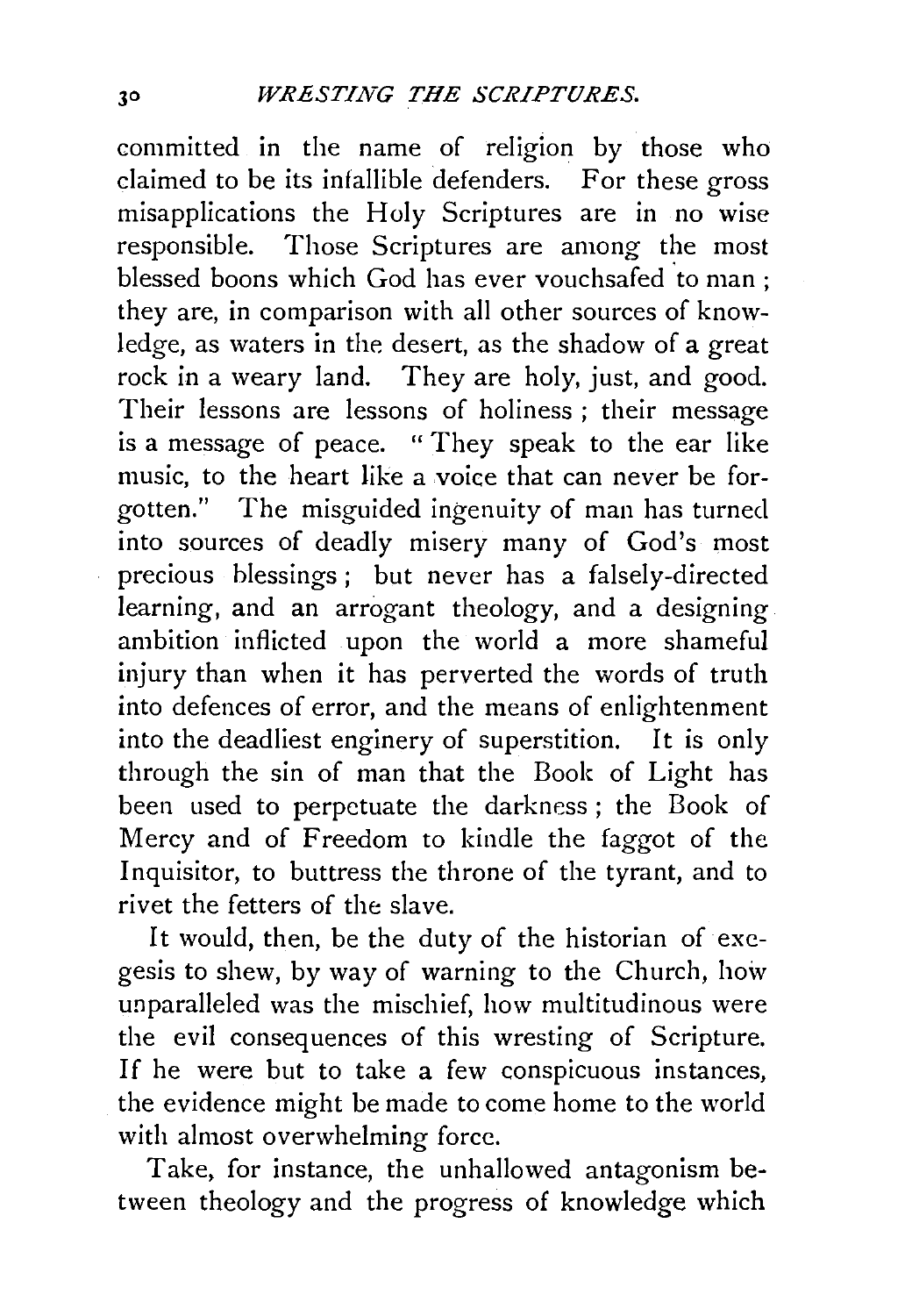committed in the name of religion by those who claimed to be its infallible defenders. For these gross misapplications the Holy Scriptures are in no wise responsible. Those Scriptures are among the most blessed boons which God has ever vouchsafed to man; they are, in comparison with all other sources of knowledge, as waters in the desert, as the shadow of a great rock in a weary land. They are holy, just, and good. Their lessons are lessons of holiness; their message is a message of peace. "They speak to the ear like music, to the heart like a voice that can never be forgotten." The misguided ingenuity of man has turned into sources of deadly misery many of God's most precious blessings; but never has a falsely-directed learning, and an arrogant theology, and a designing ambition inflicted upon the world a more shameful injury than when it has perverted the words of truth into defences of error, and the means of enlightenment into the deadliest enginery of superstition. It is only through the sin of man that the Book of Light has been used to perpetuate the darkness; the Book of Mercy and of Freedom to kindle the faggot of the Inquisitor, to buttress the throne of the tyrant, and to rivet the fetters of the slave.

It would, then, be the duty of the historian of exegesis to shew, by way of warning to the Church, how unparalleled was the mischief, how multitudinous were the evil consequences of this wresting of Scripture. If he were but to take a few conspicuous instances, the evidence might be made to come home to the world with almost overwhelming force.

Take, for instance, the unhallowed antagonism between theology and the progress of knowledge which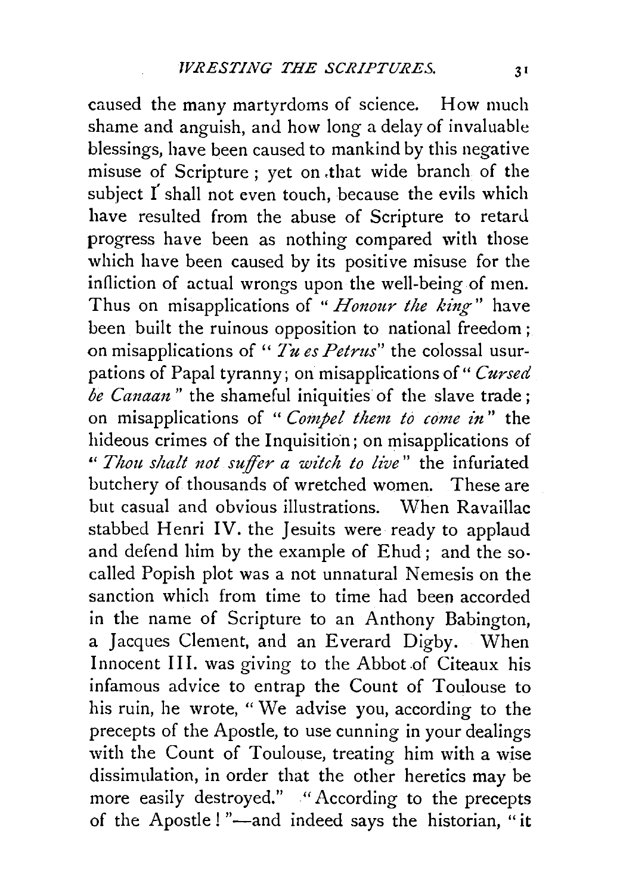caused the many martyrdoms of science. How much shame and anguish, and how long a delay of invaluable blessings, have been caused to mankind by this negative misuse of Scripture; yet on that wide branch of the subject I shall not even touch, because the evils which have resulted from the abuse of Scripture to retard progress have been as nothing compared with those which have been caused by its positive misuse for the infliction of actual wrongs upon the well-being of men. Thus on misapplications of "*Honour the king*" have been built the ruinous opposition to national freedom; on misapplications of "*Tu es Petrus*" the colossal usurpations of Papal tyranny; on misapplications of "*Cursed be Canaan*" the shameful iniquities of the slave trade; on misapplications of "*Compel them to come in*" the hideous crimes of the Inquisition; on misapplications of "*Thou shalt not suffer a witch to live*" the infuriated butchery of thousands of wretched women. These are but casual and obvious illustrations. When Ravaillac stabbed Henri IV. the Jesuits were ready to applaud and defend him by the example of Ehud; and the so-called Popish plot was a not unnatural Nemesis on the sanction which from time to time had been accorded in the name of Scripture to an Anthony Babington, a Jacques Clement, and an Everard Digby. When Innocent III. was giving to the Abbot of Citeaux his infamous advice to entrap the Count of Toulouse to his ruin, he wrote, "We advise you, according to the precepts of the Apostle, to use cunning in your dealings with the Count of Toulouse, treating him with a wise dissimulation, in order that the other heretics may be more easily destroyed." "According to the precepts of the Apostle!"—and indeed says the historian, "it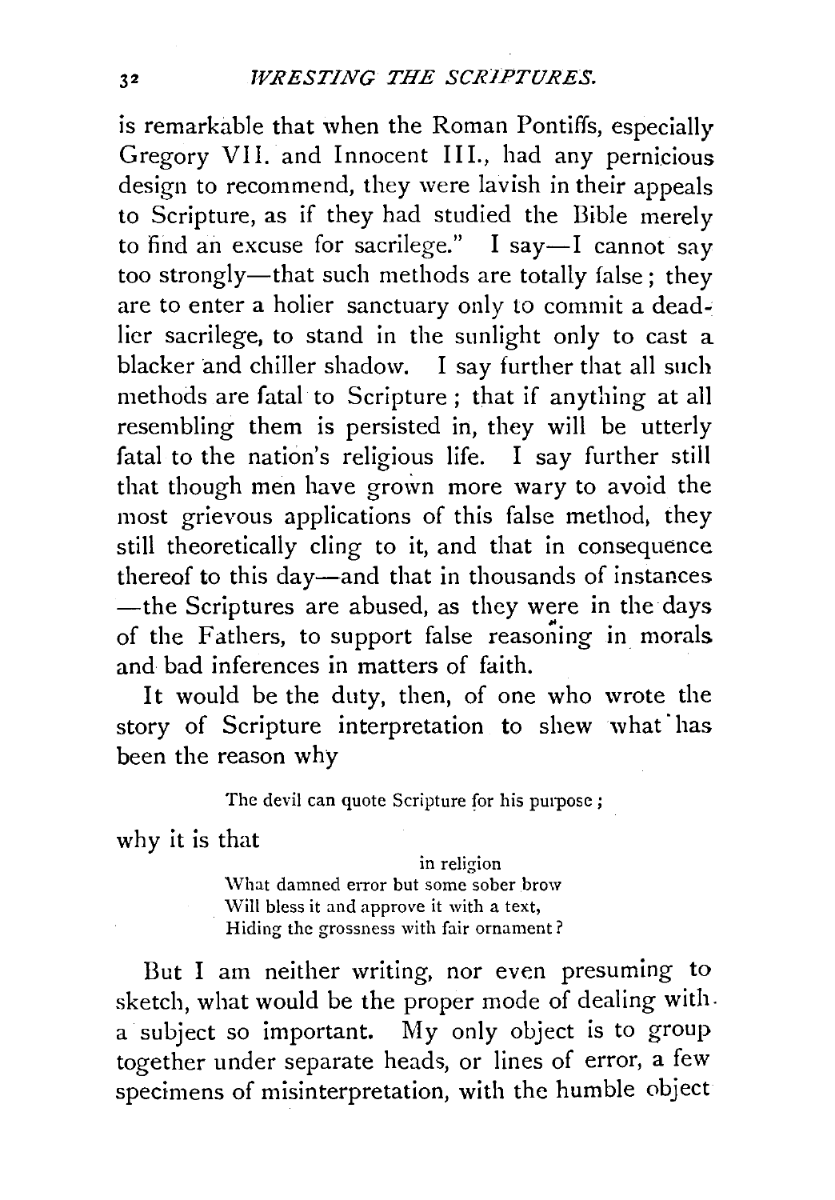is remarkable that when the Roman Pontiffs, especially Gregory VII. and Innocent III., had any pernicious design to recommend, they were lavish in their appeals to Scripture, as if they had studied the Bible merely to find an excuse for sacrilege." I say—I cannot say too strongly—that such methods are totally false; they are to enter a holier sanctuary only to commit a deadlier sacrilege, to stand in the sunlight only to cast a blacker and chiller shadow. I say further that all such methods are fatal to Scripture; that if anything at all resembling them is persisted in, they will be utterly fatal to the nation's religious life. I say further still that though men have grown more wary to avoid the most grievous applications of this false method, they still theoretically cling to it, and that in consequence thereof to this day—and that in thousands of instances—the Scriptures are abused, as they were in the days of the Fathers, to support false reasoning in morals and bad inferences in matters of faith.

It would be the duty, then, of one who wrote the story of Scripture interpretation to shew what has been the reason why

> The devil can quote Scripture for his purpose;

why it is that

> in religion
> What damned error but some sober brow
> Will bless it and approve it with a text,
> Hiding the grossness with fair ornament?

But I am neither writing, nor even presuming to sketch, what would be the proper mode of dealing with a subject so important. My only object is to group together under separate heads, or lines of error, a few specimens of misinterpretation, with the humble object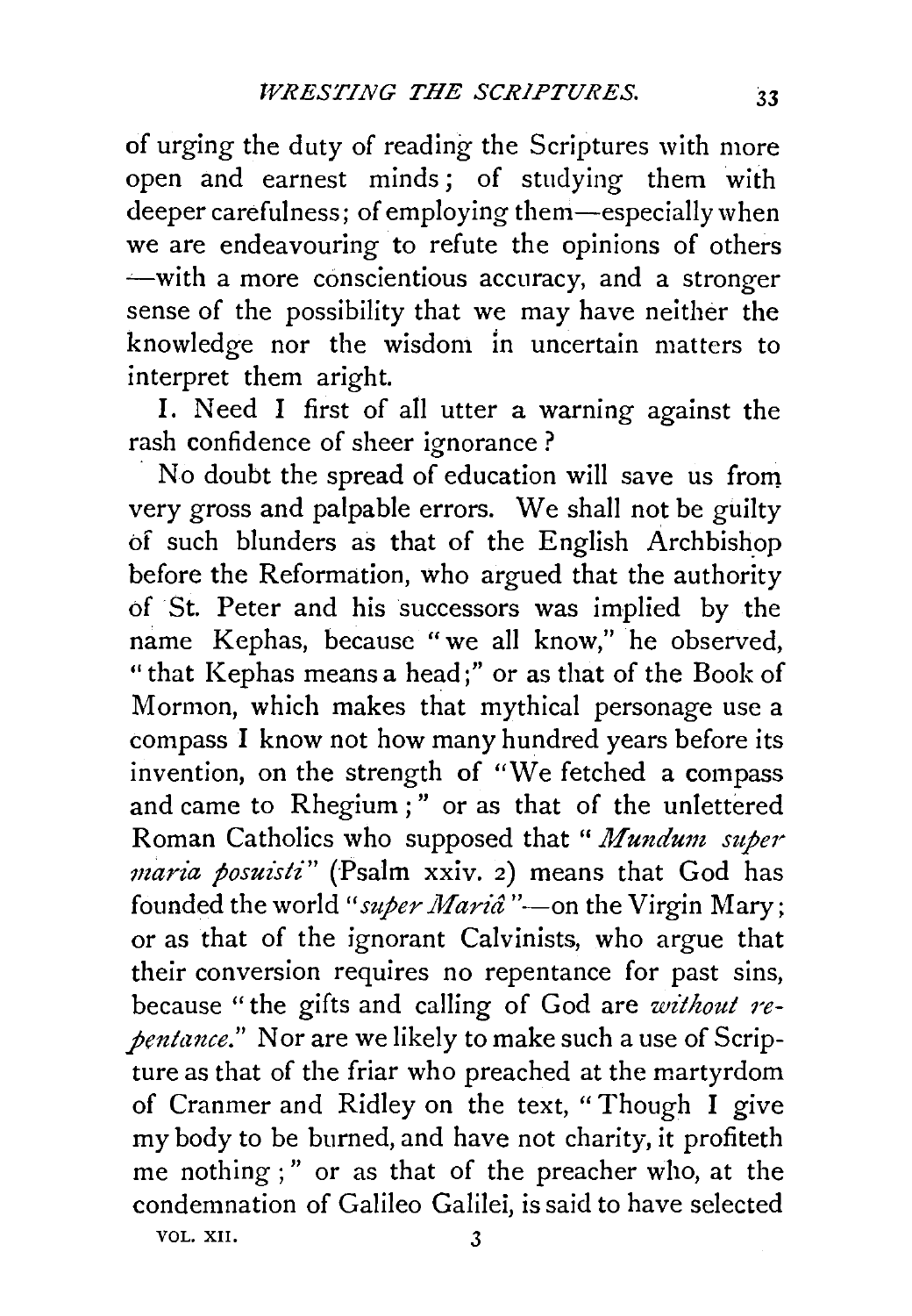of urging the duty of reading the Scriptures with more open and earnest minds; of studying them with deeper carefulness; of employing them—especially when we are endeavouring to refute the opinions of others —with a more conscientious accuracy, and a stronger sense of the possibility that we may have neither the knowledge nor the wisdom in uncertain matters to interpret them aright.

I. Need I first of all utter a warning against the rash confidence of sheer ignorance?

No doubt the spread of education will save us from very gross and palpable errors. We shall not be guilty of such blunders as that of the English Archbishop before the Reformation, who argued that the authority of St. Peter and his successors was implied by the name Kephas, because "we all know," he observed, "that Kephas means a head;" or as that of the Book of Mormon, which makes that mythical personage use a compass I know not how many hundred years before its invention, on the strength of "We fetched a compass and came to Rhegium;" or as that of the unlettered Roman Catholics who supposed that "*Mundum super maria posuisti*" (Psalm xxiv. 2) means that God has founded the world "*super Mariâ*"—on the Virgin Mary; or as that of the ignorant Calvinists, who argue that their conversion requires no repentance for past sins, because "the gifts and calling of God are *without repentance*." Nor are we likely to make such a use of Scripture as that of the friar who preached at the martyrdom of Cranmer and Ridley on the text, "Though I give my body to be burned, and have not charity, it profiteth me nothing;" or as that of the preacher who, at the condemnation of Galileo Galilei, is said to have selected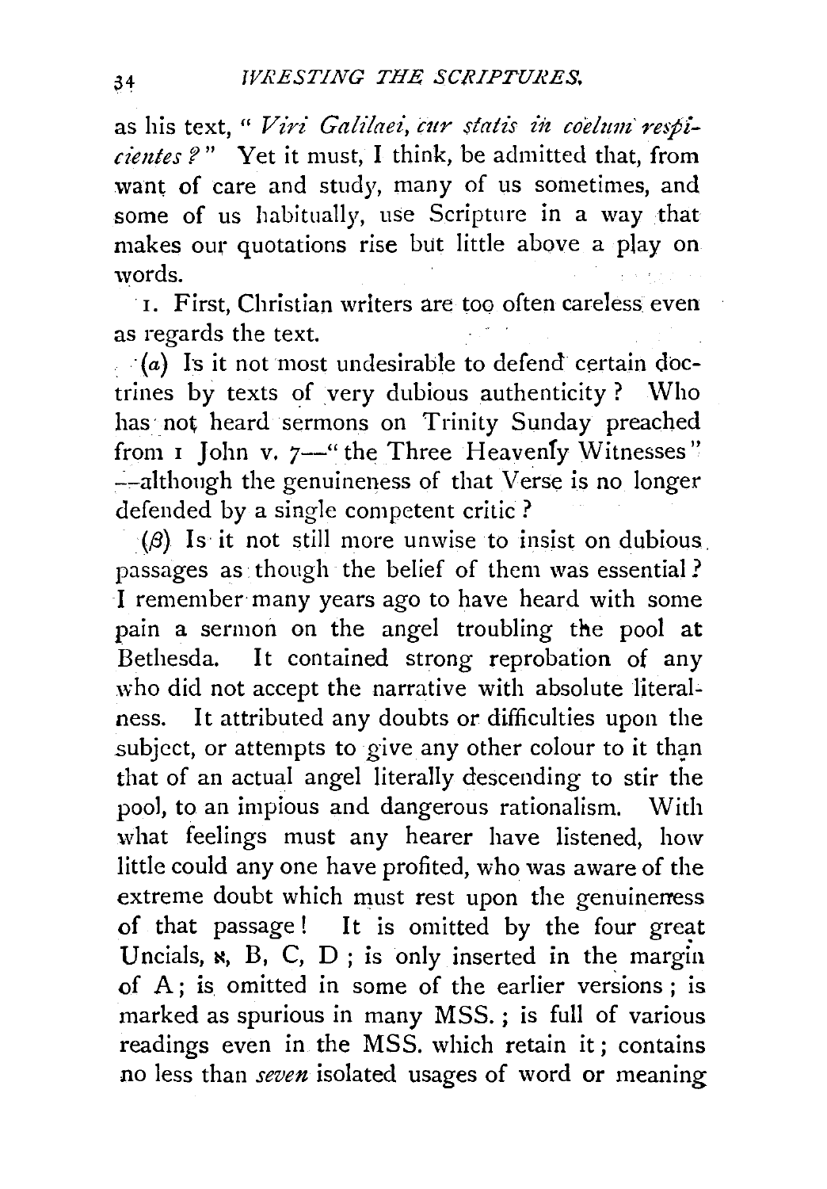as his text, "*Viri Galilaei, cur statis in coelum respicientes?*" Yet it must, I think, be admitted that, from want of care and study, many of us sometimes, and some of us habitually, use Scripture in a way that makes our quotations rise but little above a play on words.

1. First, Christian writers are too often careless even as regards the text.

(*a*) Is it not most undesirable to defend certain doctrines by texts of very dubious authenticity? Who has not heard sermons on Trinity Sunday preached from 1 John v. 7—"the Three Heavenly Witnesses"—although the genuineness of that Verse is no longer defended by a single competent critic?

($\beta$) Is it not still more unwise to insist on dubious passages as though the belief of them was essential? I remember many years ago to have heard with some pain a sermon on the angel troubling the pool at Bethesda. It contained strong reprobation of any who did not accept the narrative with absolute literalness. It attributed any doubts or difficulties upon the subject, or attempts to give any other colour to it than that of an actual angel literally descending to stir the pool, to an impious and dangerous rationalism. With what feelings must any hearer have listened, how little could any one have profited, who was aware of the extreme doubt which must rest upon the genuineness of that passage! It is omitted by the four great Uncials, א, B, C, D; is only inserted in the margin of A; is omitted in some of the earlier versions; is marked as spurious in many MSS.; is full of various readings even in the MSS. which retain it; contains no less than *seven* isolated usages of word or meaning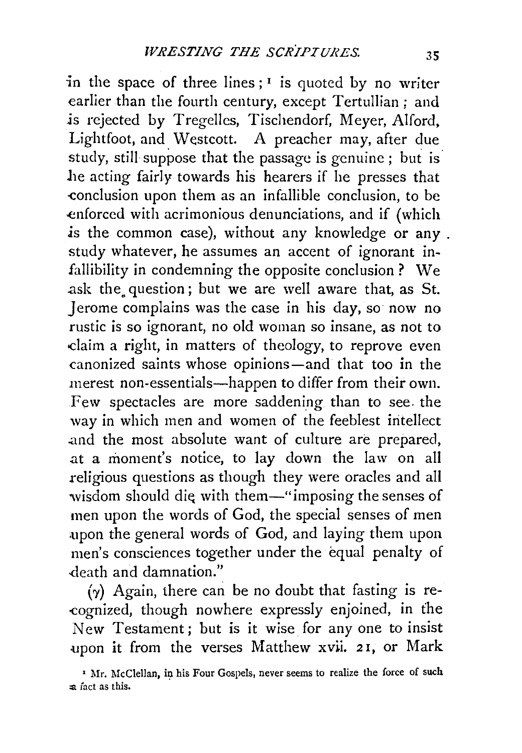in the space of three lines;[1] is quoted by no writer earlier than the fourth century, except Tertullian; and is rejected by Tregelles, Tischendorf, Meyer, Alford, Lightfoot, and Westcott. A preacher may, after due study, still suppose that the passage is genuine; but is he acting fairly towards his hearers if he presses that conclusion upon them as an infallible conclusion, to be enforced with acrimonious denunciations, and if (which is the common case), without any knowledge or any study whatever, he assumes an accent of ignorant infallibility in condemning the opposite conclusion? We ask the question; but we are well aware that, as St. Jerome complains was the case in his day, so now no rustic is so ignorant, no old woman so insane, as not to claim a right, in matters of theology, to reprove even canonized saints whose opinions—and that too in the merest non-essentials—happen to differ from their own. Few spectacles are more saddening than to see the way in which men and women of the feeblest intellect and the most absolute want of culture are prepared, at a moment's notice, to lay down the law on all religious questions as though they were oracles and all wisdom should die with them—"imposing the senses of men upon the words of God, the special senses of men upon the general words of God, and laying them upon men's consciences together under the equal penalty of death and damnation."

(γ) Again, there can be no doubt that fasting is recognized, though nowhere expressly enjoined, in the New Testament; but is it wise for any one to insist upon it from the verses Matthew xvii. 21, or Mark

[1] Mr. McClellan, in his Four Gospels, never seems to realize the force of such a fact as this.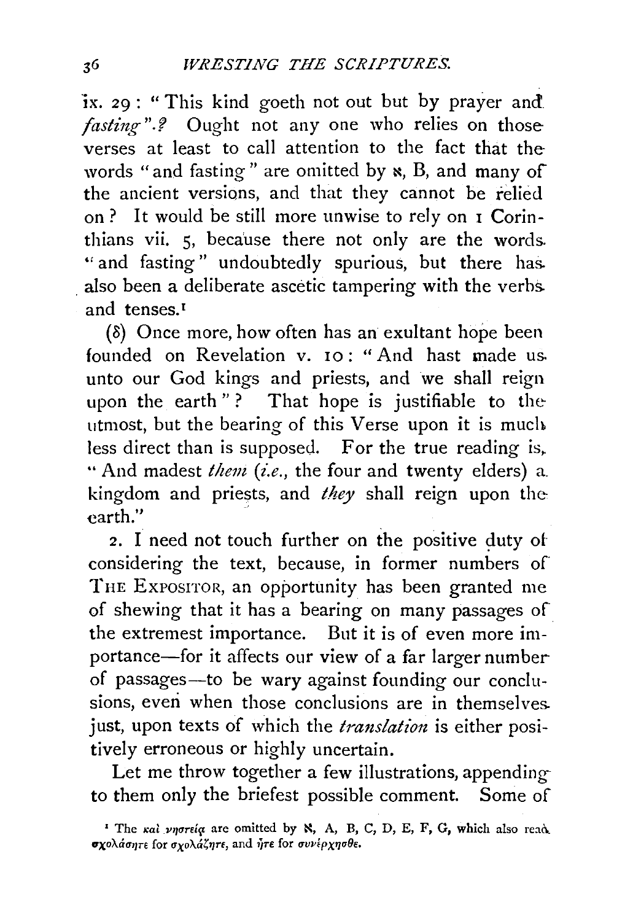ix. 29: "This kind goeth not out but by prayer and *fasting*".? Ought not any one who relies on those verses at least to call attention to the fact that the words "and fasting" are omitted by ℵ, B, and many of the ancient versions, and that they cannot be relied on? It would be still more unwise to rely on 1 Corinthians vii. 5, because there not only are the words "and fasting" undoubtedly spurious, but there has also been a deliberate ascetic tampering with the verbs and tenses.[1]

(δ) Once more, how often has an exultant hope been founded on Revelation v. 10: "And hast made us unto our God kings and priests, and we shall reign upon the earth"? That hope is justifiable to the utmost, but the bearing of this Verse upon it is much less direct than is supposed. For the true reading is, "And madest *them* (*i.e.*, the four and twenty elders) a kingdom and priests, and *they* shall reign upon the earth."

2. I need not touch further on the positive duty of considering the text, because, in former numbers of THE EXPOSITOR, an opportunity has been granted me of shewing that it has a bearing on many passages of the extremest importance. But it is of even more importance—for it affects our view of a far larger number of passages—to be wary against founding our conclusions, even when those conclusions are in themselves just, upon texts of which the *translation* is either positively erroneous or highly uncertain.

Let me throw together a few illustrations, appending to them only the briefest possible comment. Some of

[1] The καὶ νηστείᾳ are omitted by ℵ, A, B, C, D, E, F, G, which also read σχολάσητε for σχολάζητε, and ἦτε for συνέρχησθε.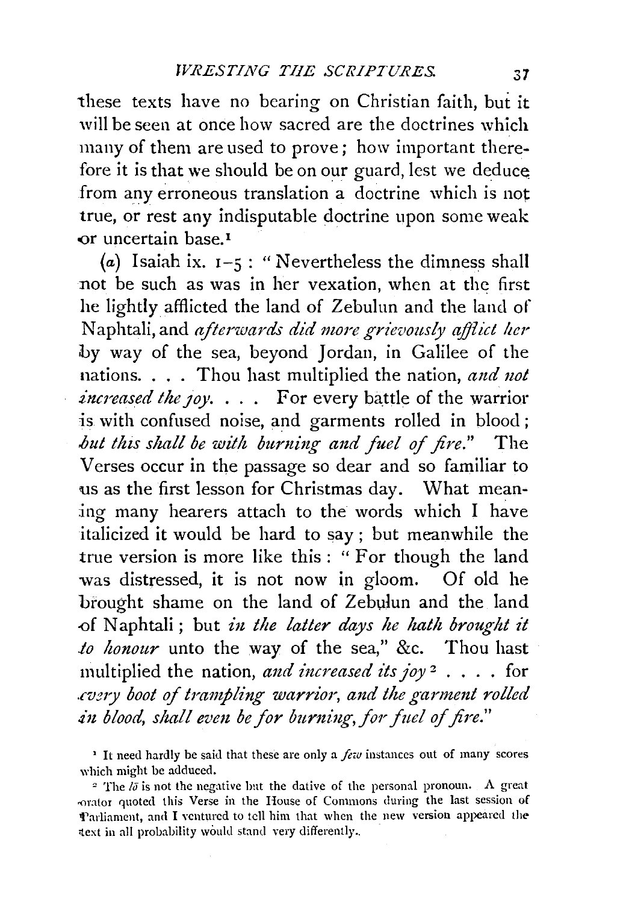these texts have no bearing on Christian faith, but it will be seen at once how sacred are the doctrines which many of them are used to prove; how important therefore it is that we should be on our guard, lest we deduce from any erroneous translation a doctrine which is not true, or rest any indisputable doctrine upon some weak or uncertain base.[1]

(*a*) Isaiah ix. 1–5: "Nevertheless the dimness shall not be such as was in her vexation, when at the first he lightly afflicted the land of Zebulun and the land of Naphtali, and *afterwards did more grievously afflict her* by way of the sea, beyond Jordan, in Galilee of the nations. . . . Thou hast multiplied the nation, *and not increased the joy*. . . . For every battle of the warrior is with confused noise, and garments rolled in blood; *but this shall be with burning and fuel of fire*." The Verses occur in the passage so dear and so familiar to us as the first lesson for Christmas day. What meaning many hearers attach to the words which I have italicized it would be hard to say; but meanwhile the true version is more like this: "For though the land was distressed, it is not now in gloom. Of old he brought shame on the land of Zebulun and the land of Naphtali; but *in the latter days he hath brought it to honour* unto the way of the sea," &c. Thou hast multiplied the nation, *and increased its joy*[2] . . . . for *every boot of trampling warrior, and the garment rolled in blood, shall even be for burning, for fuel of fire*."

[1] It need hardly be said that these are only a *few* instances out of many scores which might be adduced.

[2] The *lō* is not the negative but the dative of the personal pronoun. A great orator quoted this Verse in the House of Commons during the last session of Parliament, and I ventured to tell him that when the new version appeared the text in all probability would stand very differently.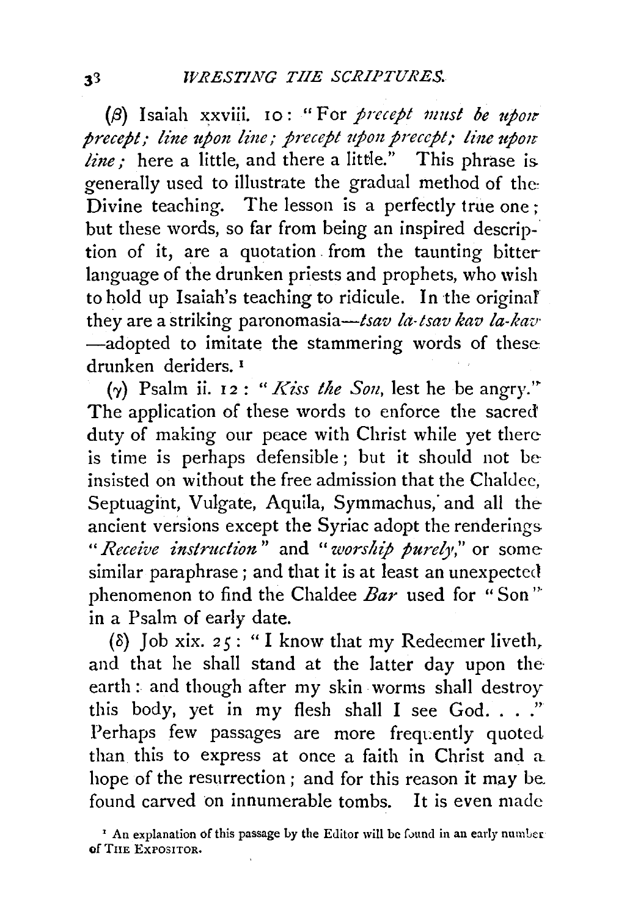(β) Isaiah xxviii. 10: "For *precept must be upon precept; line upon line; precept upon precept; line upon line;* here a little, and there a little." This phrase is generally used to illustrate the gradual method of the Divine teaching. The lesson is a perfectly true one; but these words, so far from being an inspired description of it, are a quotation from the taunting bitter language of the drunken priests and prophets, who wish to hold up Isaiah's teaching to ridicule. In the original they are a striking paronomasia—*tsav la-tsav kav la-kav*—adopted to imitate the stammering words of these drunken deriders.[1]

(γ) Psalm ii. 12: "*Kiss the Son,* lest he be angry." The application of these words to enforce the sacred duty of making our peace with Christ while yet there is time is perhaps defensible; but it should not be insisted on without the free admission that the Chaldee, Septuagint, Vulgate, Aquila, Symmachus, and all the ancient versions except the Syriac adopt the renderings "*Receive instruction*" and "*worship purely,*" or some similar paraphrase; and that it is at least an unexpected phenomenon to find the Chaldee *Bar* used for "Son" in a Psalm of early date.

(δ) Job xix. 25: "I know that my Redeemer liveth, and that he shall stand at the latter day upon the earth: and though after my skin worms shall destroy this body, yet in my flesh shall I see God. . . ." Perhaps few passages are more frequently quoted than this to express at once a faith in Christ and a hope of the resurrection; and for this reason it may be found carved on innumerable tombs. It is even made

[1] An explanation of this passage by the Editor will be found in an early number of THE EXPOSITOR.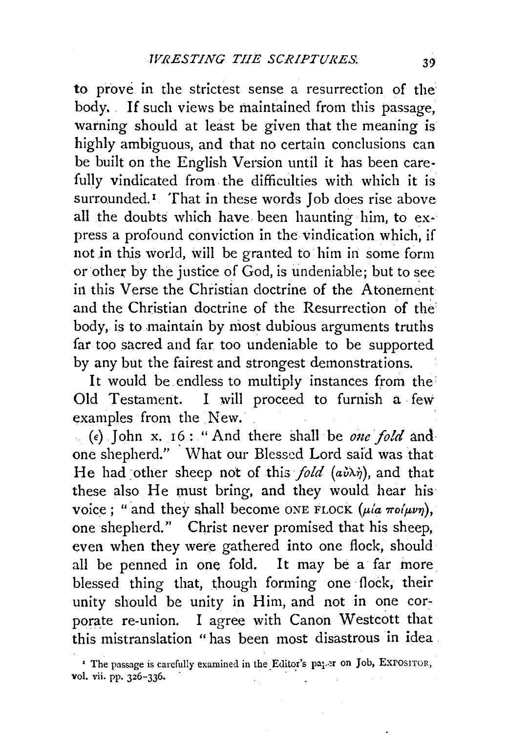to prove in the strictest sense a resurrection of the body. If such views be maintained from this passage, warning should at least be given that the meaning is highly ambiguous, and that no certain conclusions can be built on the English Version until it has been carefully vindicated from the difficulties with which it is surrounded.[1] That in these words Job does rise above all the doubts which have been haunting him, to express a profound conviction in the vindication which, if not in this world, will be granted to him in some form or other by the justice of God, is undeniable; but to see in this Verse the Christian doctrine of the Atonement and the Christian doctrine of the Resurrection of the body, is to maintain by most dubious arguments truths far too sacred and far too undeniable to be supported by any but the fairest and strongest demonstrations.

It would be endless to multiply instances from the Old Testament. I will proceed to furnish a few examples from the New.

(ε) John x. 16: "And there shall be *one fold* and one shepherd." What our Blessed Lord said was that He had other sheep not of this *fold* (αὐλή), and that these also He must bring, and they would hear his voice; "and they shall become ONE FLOCK (μία ποίμνη), one shepherd." Christ never promised that his sheep, even when they were gathered into one flock, should all be penned in one fold. It may be a far more blessed thing that, though forming one flock, their unity should be unity in Him, and not in one corporate re-union. I agree with Canon Westcott that this mistranslation "has been most disastrous in idea

[1] The passage is carefully examined in the Editor's paper on Job, EXPOSITOR, vol. vii. pp. 326–336.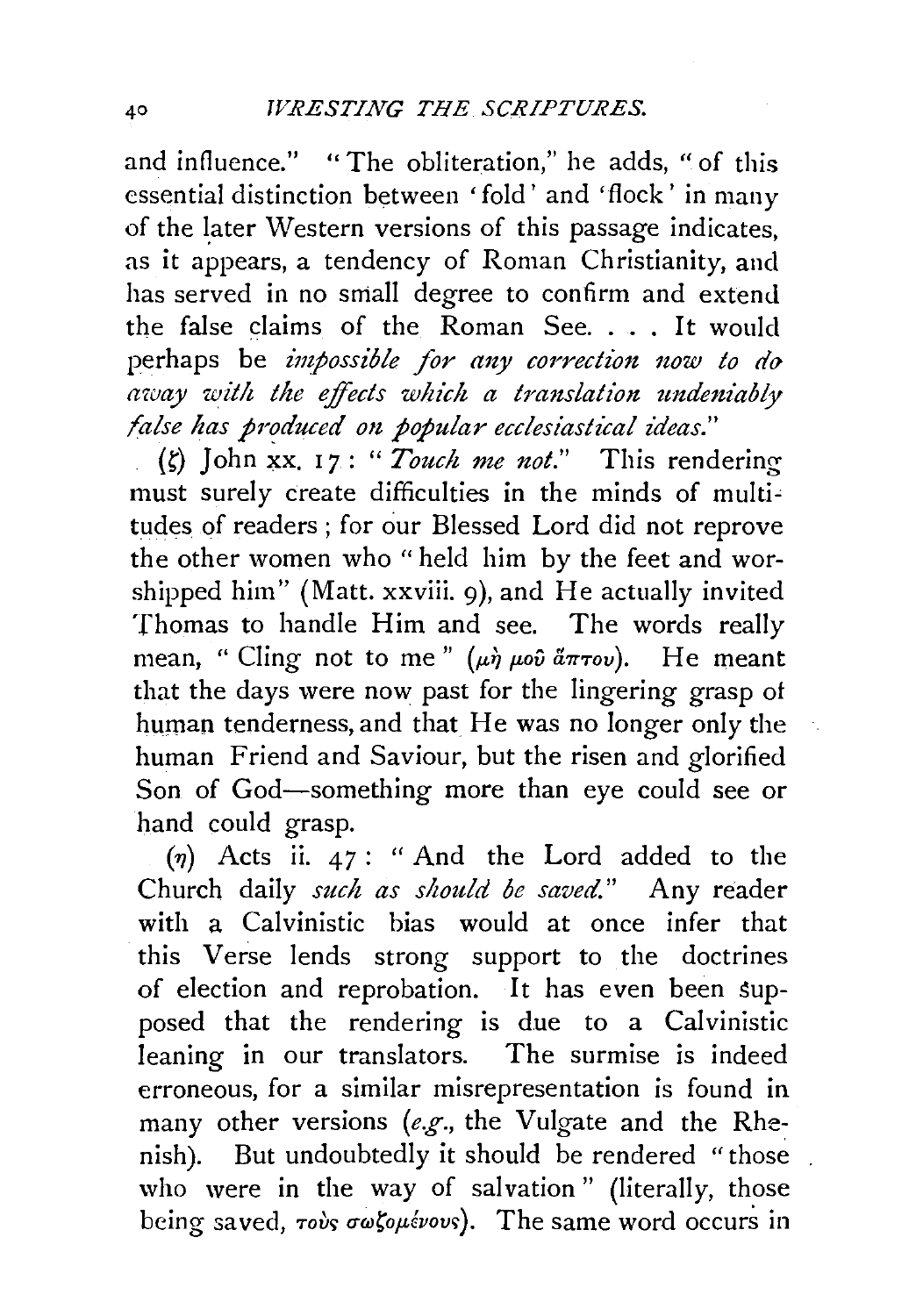and influence." "The obliteration," he adds, "of this essential distinction between 'fold' and 'flock' in many of the later Western versions of this passage indicates, as it appears, a tendency of Roman Christianity, and has served in no small degree to confirm and extend the false claims of the Roman See. . . . It would perhaps be *impossible for any correction now to do away with the effects which a translation undeniably false has produced on popular ecclesiastical ideas.*"

(ζ) John xx. 17: "*Touch me not.*" This rendering must surely create difficulties in the minds of multitudes of readers; for our Blessed Lord did not reprove the other women who "held him by the feet and worshipped him" (Matt. xxviii. 9), and He actually invited Thomas to handle Him and see. The words really mean, "Cling not to me" (μή μοῦ ἅπτου). He meant that the days were now past for the lingering grasp of human tenderness, and that He was no longer only the human Friend and Saviour, but the risen and glorified Son of God—something more than eye could see or hand could grasp.

(η) Acts ii. 47: "And the Lord added to the Church daily *such as should be saved.*" Any reader with a Calvinistic bias would at once infer that this Verse lends strong support to the doctrines of election and reprobation. It has even been supposed that the rendering is due to a Calvinistic leaning in our translators. The surmise is indeed erroneous, for a similar misrepresentation is found in many other versions (*e.g.*, the Vulgate and the Rhenish). But undoubtedly it should be rendered "those who were in the way of salvation" (literally, those being saved, τοὺς σωζομένους). The same word occurs in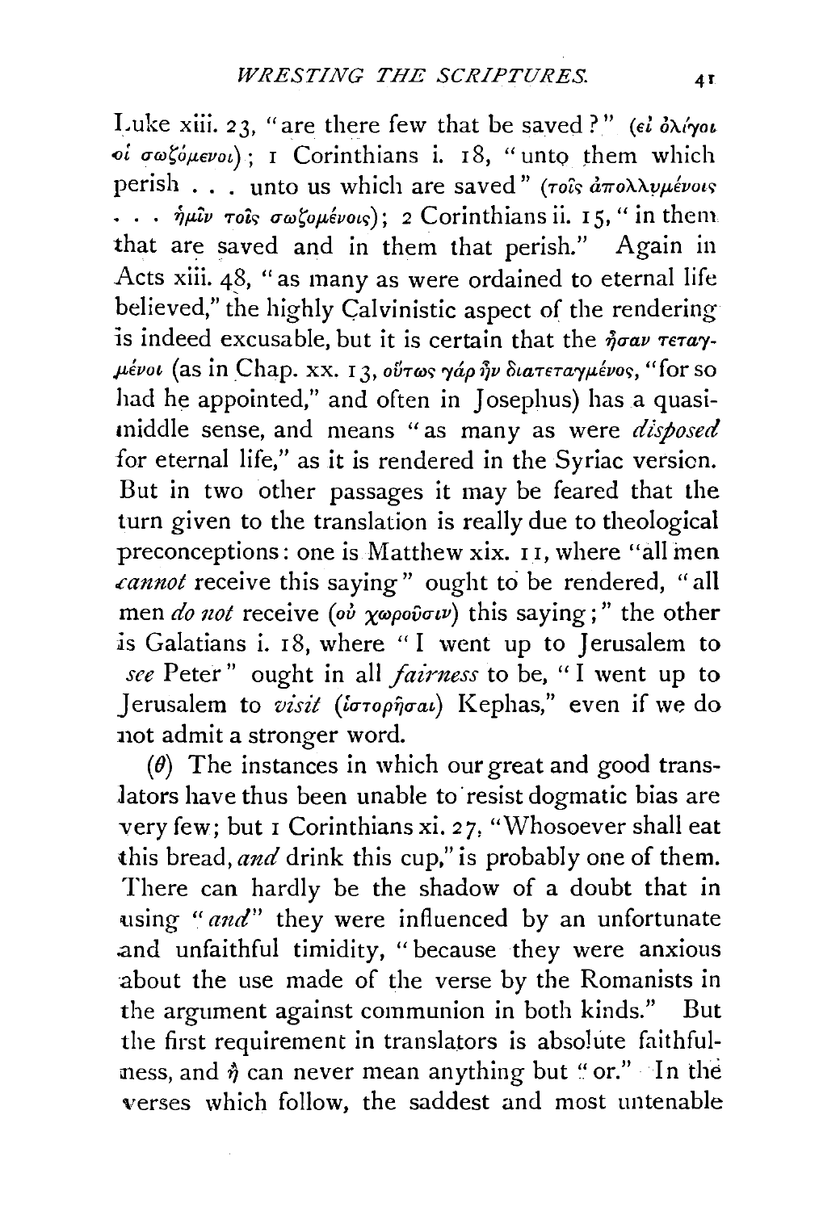Luke xiii. 23, "are there few that be saved?" (εἰ ὀλίγοι οἱ σωζόμενοι); 1 Corinthians i. 18, "unto them which perish . . . unto us which are saved" (τοῖς ἀπολλυμένοις . . . ἡμῖν τοῖς σωζομένοις); 2 Corinthians ii. 15, "in them that are saved and in them that perish." Again in Acts xiii. 48, "as many as were ordained to eternal life believed," the highly Calvinistic aspect of the rendering is indeed excusable, but it is certain that the ἦσαν τεταγμένοι (as in Chap. xx. 13, οὕτως γὰρ ἦν διατεταγμένος, "for so had he appointed," and often in Josephus) has a quasi-middle sense, and means "as many as were *disposed* for eternal life," as it is rendered in the Syriac version. But in two other passages it may be feared that the turn given to the translation is really due to theological preconceptions: one is Matthew xix. 11, where "all men *cannot* receive this saying" ought to be rendered, "all men *do not* receive (οὐ χωροῦσιν) this saying;" the other is Galatians i. 18, where "I went up to Jerusalem to *see* Peter" ought in all *fairness* to be, "I went up to Jerusalem to *visit* (ἱστορῆσαι) Kephas," even if we do not admit a stronger word.

($\theta$) The instances in which our great and good translators have thus been unable to resist dogmatic bias are very few; but 1 Corinthians xi. 27, "Whosoever shall eat this bread, *and* drink this cup," is probably one of them. There can hardly be the shadow of a doubt that in using "*and*" they were influenced by an unfortunate and unfaithful timidity, "because they were anxious about the use made of the verse by the Romanists in the argument against communion in both kinds." But the first requirement in translators is absolute faithfulness, and ἢ can never mean anything but "or." In the verses which follow, the saddest and most untenable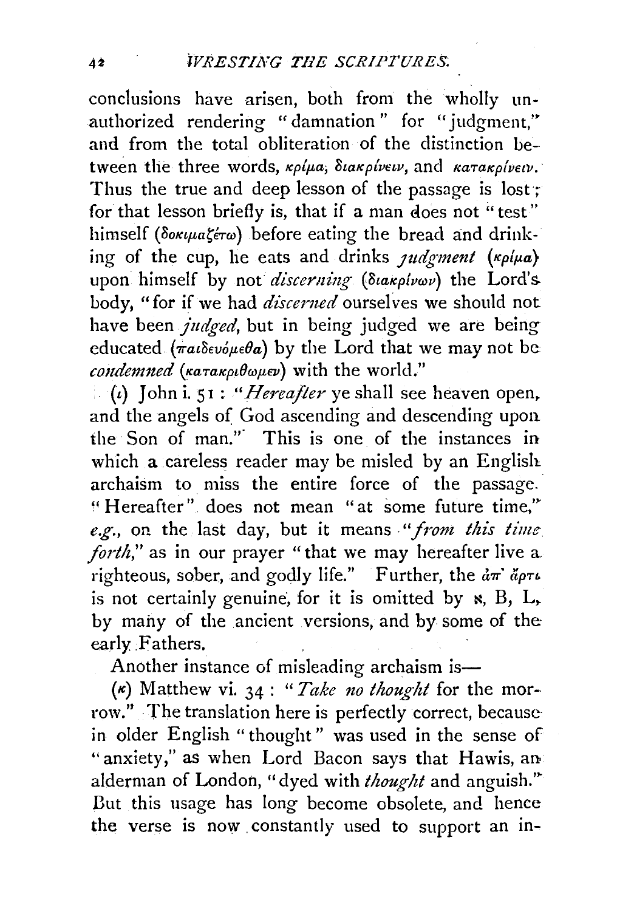conclusions have arisen, both from the wholly unauthorized rendering "damnation" for "judgment," and from the total obliteration of the distinction between the three words, κρίμα, διακρίνειν, and κατακρίνειν. Thus the true and deep lesson of the passage is lost; for that lesson briefly is, that if a man does not "test" himself (δοκιμαζέτω) before eating the bread and drinking of the cup, he eats and drinks *judgment* (κρίμα) upon himself by not *discerning* (διακρίνων) the Lord's body, "for if we had *discerned* ourselves we should not have been *judged*, but in being judged we are being educated (παιδευόμεθα) by the Lord that we may not be *condemned* (κατακριθῶμεν) with the world."

(ι) John i. 51: "*Hereafter* ye shall see heaven open, and the angels of God ascending and descending upon the Son of man." This is one of the instances in which a careless reader may be misled by an English archaism to miss the entire force of the passage. "Hereafter" does not mean "at some future time," *e.g.*, on the last day, but it means "*from this time forth*," as in our prayer "that we may hereafter live a righteous, sober, and godly life." Further, the ἀπ' ἄρτι is not certainly genuine, for it is omitted by א, B, L, by many of the ancient versions, and by some of the early Fathers.

Another instance of misleading archaism is—

(κ) Matthew vi. 34: "*Take no thought* for the morrow." The translation here is perfectly correct, because in older English "thought" was used in the sense of "anxiety," as when Lord Bacon says that Hawis, an alderman of London, "dyed with *thought* and anguish." But this usage has long become obsolete, and hence the verse is now constantly used to support an in-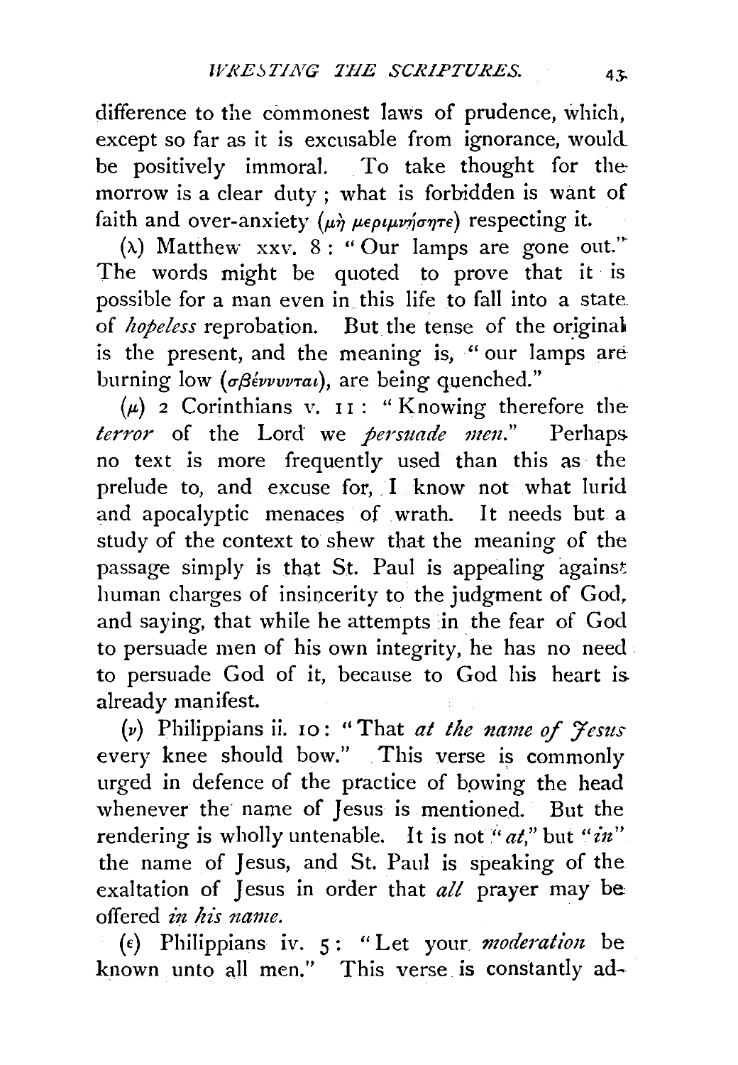difference to the commonest laws of prudence, which, except so far as it is excusable from ignorance, would be positively immoral. To take thought for the morrow is a clear duty; what is forbidden is want of faith and over-anxiety (μὴ μεριμνήσητε) respecting it.

(λ) Matthew xxv. 8: "Our lamps are gone out." The words might be quoted to prove that it is possible for a man even in this life to fall into a state of *hopeless* reprobation. But the tense of the original is the present, and the meaning is, "our lamps are burning low (σβέννυνται), are being quenched."

(μ) 2 Corinthians v. 11: "Knowing therefore the *terror* of the Lord we *persuade men*." Perhaps no text is more frequently used than this as the prelude to, and excuse for, I know not what lurid and apocalyptic menaces of wrath. It needs but a study of the context to shew that the meaning of the passage simply is that St. Paul is appealing against human charges of insincerity to the judgment of God, and saying, that while he attempts in the fear of God to persuade men of his own integrity, he has no need to persuade God of it, because to God his heart is already manifest.

(ν) Philippians ii. 10: "That *at the name of Jesus* every knee should bow." This verse is commonly urged in defence of the practice of bowing the head whenever the name of Jesus is mentioned. But the rendering is wholly untenable. It is not "*at*," but "*in*" the name of Jesus, and St. Paul is speaking of the exaltation of Jesus in order that *all* prayer may be offered *in his name*.

(ε) Philippians iv. 5: "Let your *moderation* be known unto all men." This verse is constantly ad-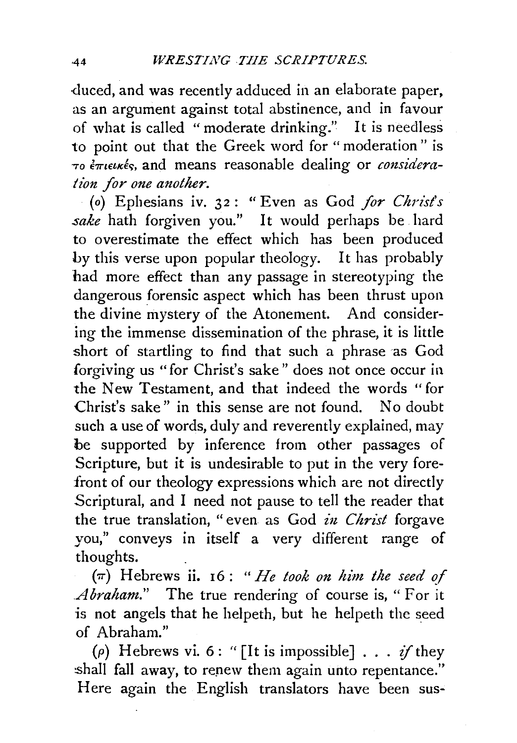duced, and was recently adduced in an elaborate paper, as an argument against total abstinence, and in favour of what is called "moderate drinking." It is needless to point out that the Greek word for "moderation" is τὸ ἐπιεικές, and means reasonable dealing or *consideration for one another.*

(ο) Ephesians iv. 32: "Even as God *for Christ's sake* hath forgiven you." It would perhaps be hard to overestimate the effect which has been produced by this verse upon popular theology. It has probably had more effect than any passage in stereotyping the dangerous forensic aspect which has been thrust upon the divine mystery of the Atonement. And considering the immense dissemination of the phrase, it is little short of startling to find that such a phrase as God forgiving us "for Christ's sake" does not once occur in the New Testament, and that indeed the words "for Christ's sake" in this sense are not found. No doubt such a use of words, duly and reverently explained, may be supported by inference from other passages of Scripture, but it is undesirable to put in the very forefront of our theology expressions which are not directly Scriptural, and I need not pause to tell the reader that the true translation, "even as God *in Christ* forgave you," conveys in itself a very different range of thoughts.

(π) Hebrews ii. 16: "*He took on him the seed of Abraham.*" The true rendering of course is, "For it is not angels that he helpeth, but he helpeth the seed of Abraham."

(ρ) Hebrews vi. 6: "[It is impossible] . . . *if* they shall fall away, to renew them again unto repentance." Here again the English translators have been sus-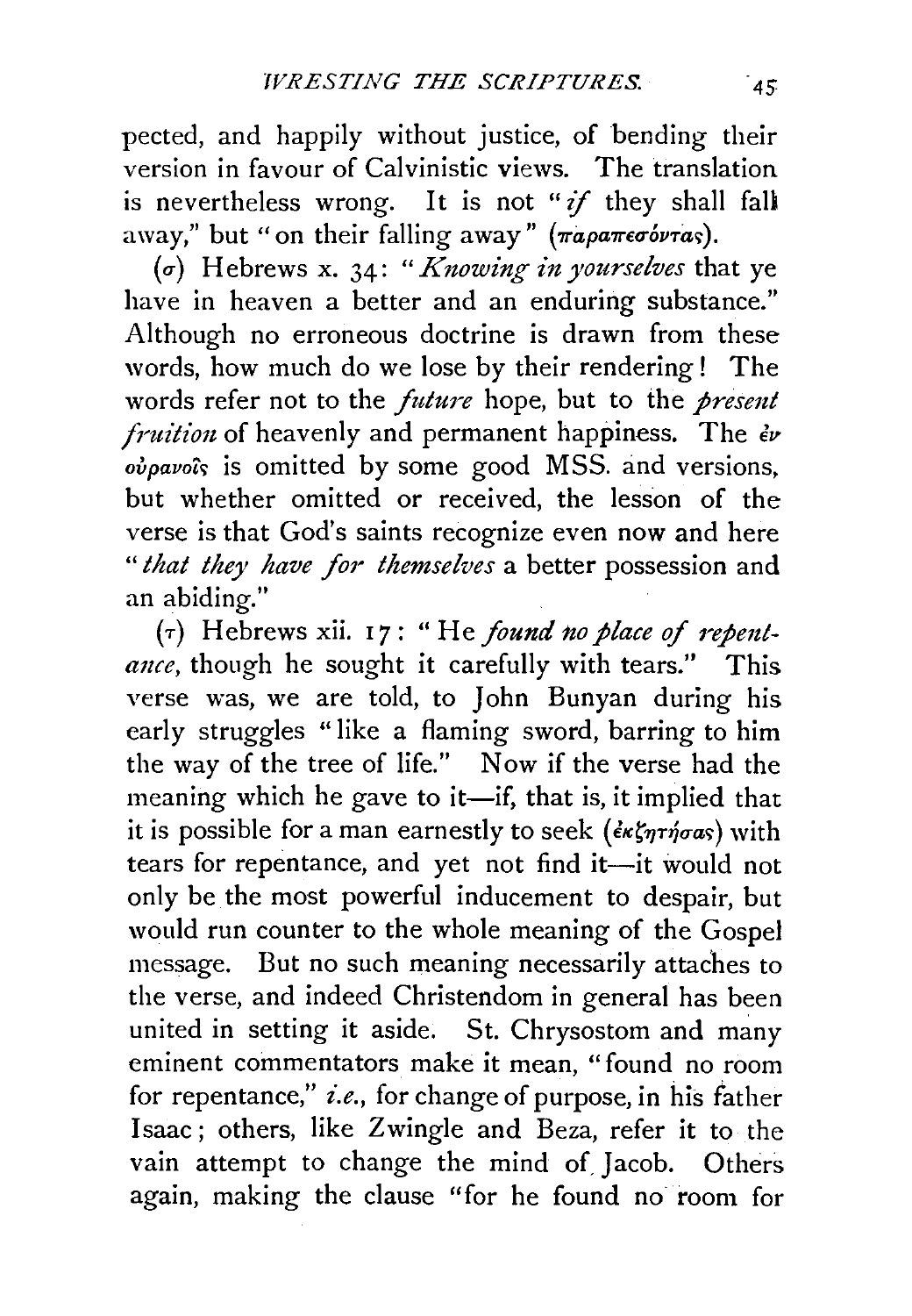pected, and happily without justice, of bending their version in favour of Calvinistic views. The translation is nevertheless wrong. It is not "*if* they shall fall away," but "on their falling away" (παραπεσόντας).

(σ) Hebrews x. 34: "*Knowing in yourselves* that ye have in heaven a better and an enduring substance." Although no erroneous doctrine is drawn from these words, how much do we lose by their rendering! The words refer not to the *future* hope, but to the *present fruition* of heavenly and permanent happiness. The ἐν οὐρανοῖς is omitted by some good MSS. and versions, but whether omitted or received, the lesson of the verse is that God's saints recognize even now and here "*that they have for themselves* a better possession and an abiding."

(τ) Hebrews xii. 17: "He *found no place of repentance*, though he sought it carefully with tears." This verse was, we are told, to John Bunyan during his early struggles "like a flaming sword, barring to him the way of the tree of life." Now if the verse had the meaning which he gave to it—if, that is, it implied that it is possible for a man earnestly to seek (ἐκζητήσας) with tears for repentance, and yet not find it—it would not only be the most powerful inducement to despair, but would run counter to the whole meaning of the Gospel message. But no such meaning necessarily attaches to the verse, and indeed Christendom in general has been united in setting it aside. St. Chrysostom and many eminent commentators make it mean, "found no room for repentance," *i.e.*, for change of purpose, in his father Isaac; others, like Zwingle and Beza, refer it to the vain attempt to change the mind of Jacob. Others again, making the clause "for he found no room for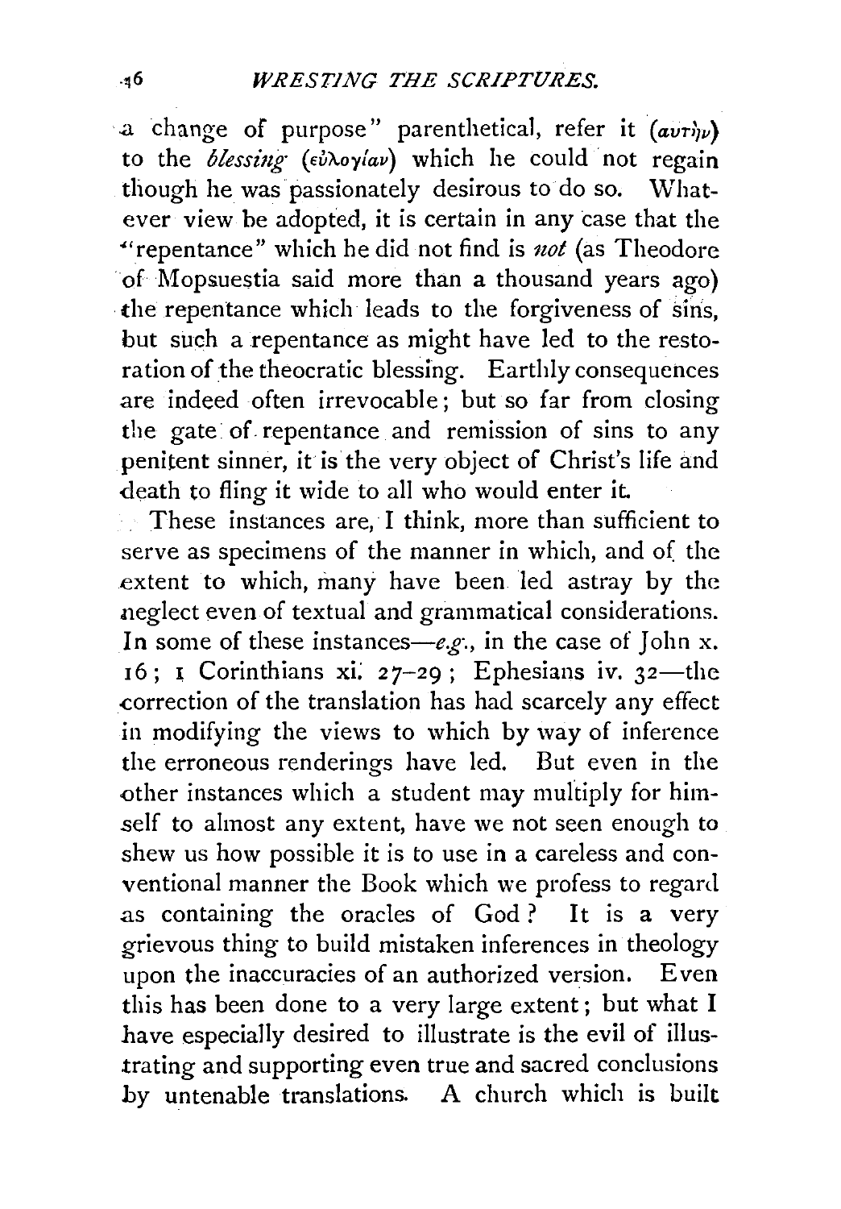a change of purpose" parenthetical, refer it (αὐτὴν) to the *blessing* (εὐλογίαν) which he could not regain though he was passionately desirous to do so. Whatever view be adopted, it is certain in any case that the "repentance" which he did not find is *not* (as Theodore of Mopsuestia said more than a thousand years ago) the repentance which leads to the forgiveness of sins, but such a repentance as might have led to the restoration of the theocratic blessing. Earthly consequences are indeed often irrevocable; but so far from closing the gate of repentance and remission of sins to any penitent sinner, it is the very object of Christ's life and death to fling it wide to all who would enter it.

These instances are, I think, more than sufficient to serve as specimens of the manner in which, and of the extent to which, many have been led astray by the neglect even of textual and grammatical considerations. In some of these instances—*e.g.*, in the case of John x. 16; 1 Corinthians xi. 27–29; Ephesians iv. 32—the correction of the translation has had scarcely any effect in modifying the views to which by way of inference the erroneous renderings have led. But even in the other instances which a student may multiply for himself to almost any extent, have we not seen enough to shew us how possible it is to use in a careless and conventional manner the Book which we profess to regard as containing the oracles of God? It is a very grievous thing to build mistaken inferences in theology upon the inaccuracies of an authorized version. Even this has been done to a very large extent; but what I have especially desired to illustrate is the evil of illustrating and supporting even true and sacred conclusions by untenable translations. A church which is built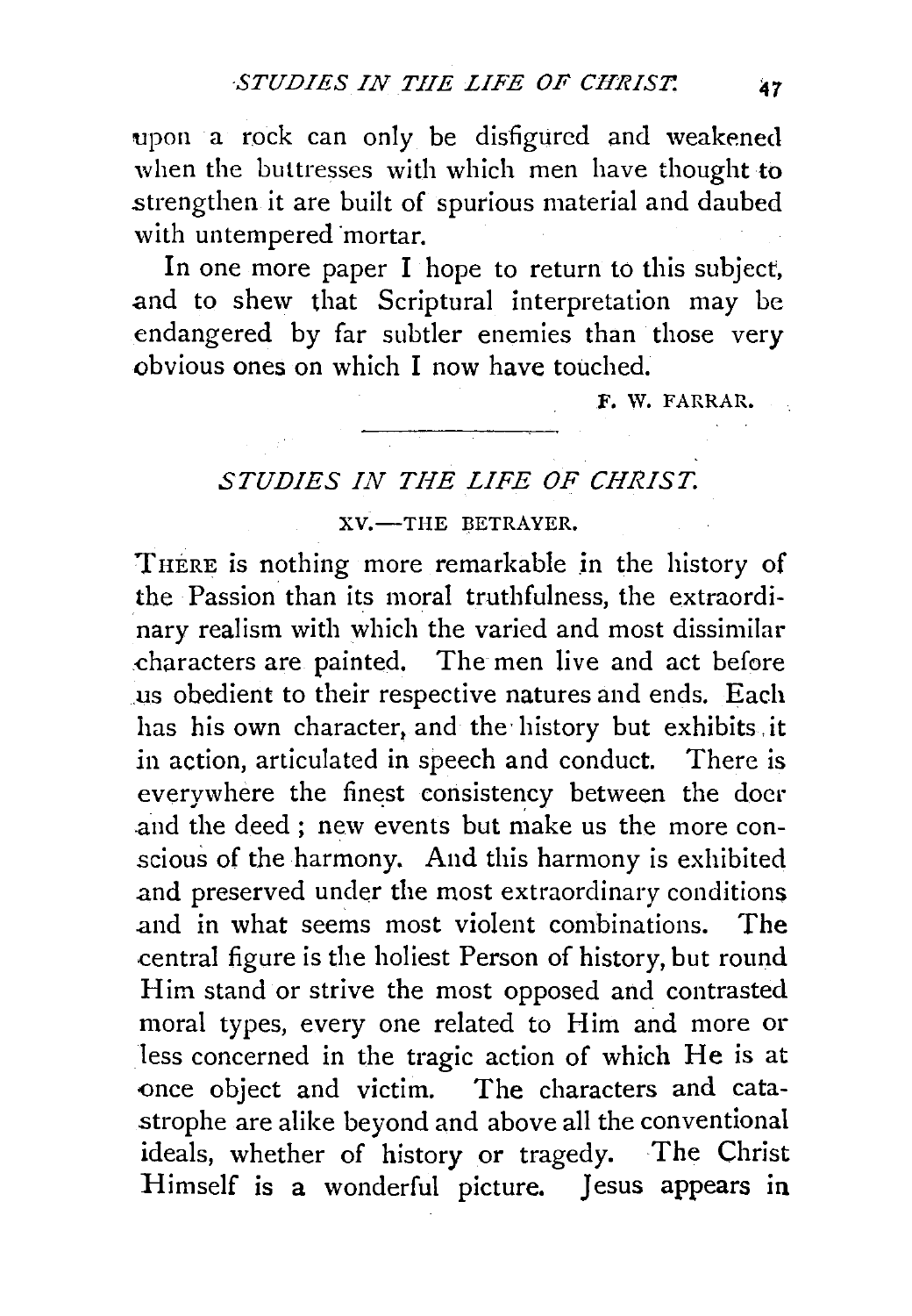upon a rock can only be disfigured and weakened when the buttresses with which men have thought to strengthen it are built of spurious material and daubed with untempered mortar.

In one more paper I hope to return to this subject, and to shew that Scriptural interpretation may be endangered by far subtler enemies than those very obvious ones on which I now have touched.

F. W. FARRAR.

---

## *STUDIES IN THE LIFE OF CHRIST.*

### XV.—THE BETRAYER.

THERE is nothing more remarkable in the history of the Passion than its moral truthfulness, the extraordinary realism with which the varied and most dissimilar characters are painted. The men live and act before us obedient to their respective natures and ends. Each has his own character, and the history but exhibits it in action, articulated in speech and conduct. There is everywhere the finest consistency between the doer and the deed; new events but make us the more conscious of the harmony. And this harmony is exhibited and preserved under the most extraordinary conditions and in what seems most violent combinations. The central figure is the holiest Person of history, but round Him stand or strive the most opposed and contrasted moral types, every one related to Him and more or less concerned in the tragic action of which He is at once object and victim. The characters and catastrophe are alike beyond and above all the conventional ideals, whether of history or tragedy. The Christ Himself is a wonderful picture. Jesus appears in